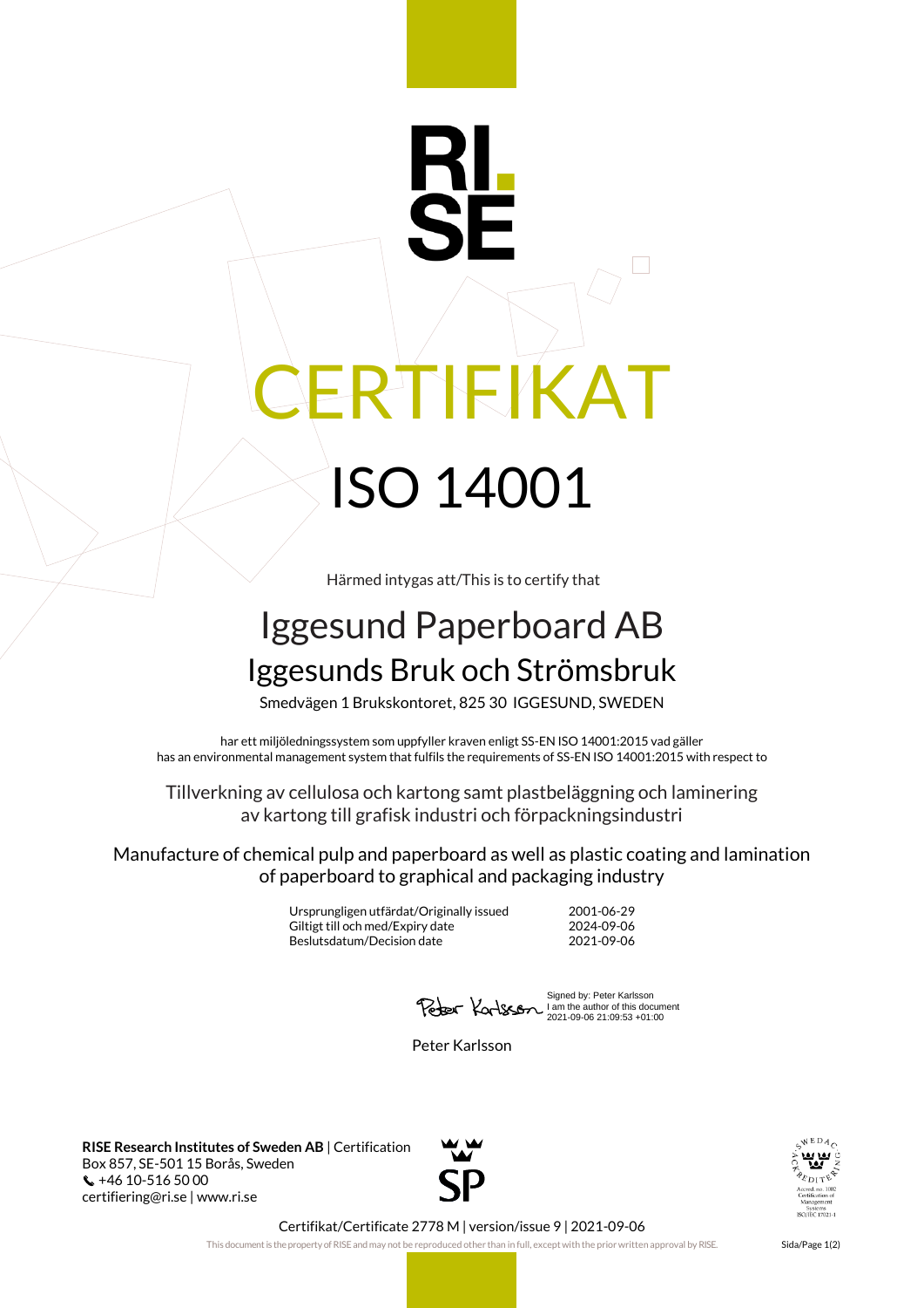RI.
SE

# CERTIFIKAT

# ISO 14001

Härmed intygas att/This is to certify that

## Iggesund Paperboard AB

### Iggesunds Bruk och Strömsbruk

Smedvägen 1 Brukskontoret, 825 30 IGGESUND, SWEDEN

har ett miljöledningssystem som uppfyller kraven enligt SS-EN ISO 14001:2015 vad gäller
has an environmental management system that fulfils the requirements of SS-EN ISO 14001:2015 with respect to

Tillverkning av cellulosa och kartong samt plastbeläggning och laminering av kartong till grafisk industri och förpackningsindustri

Manufacture of chemical pulp and paperboard as well as plastic coating and lamination of paperboard to graphical and packaging industry

| | |
|---|---|
| Ursprungligen utfärdat/Originally issued | 2001-06-29 |
| Giltigt till och med/Expiry date | 2024-09-06 |
| Beslutsdatum/Decision date | 2021-09-06 |

Signed by: Peter Karlsson
I am the author of this document
2021-09-06 21:09:53 +01:00

Peter Karlsson

**RISE Research Institutes of Sweden AB** | Certification
Box 857, SE-501 15 Borås, Sweden
+46 10-516 50 00
certifiering@ri.se | www.ri.se

SP

SWEDAC ACKREDITERING
Ackred. nr. 1002
Certifiering av
Management
Systems
ISO/IEC 17021-1

Certifikat/Certificate 2778 M | version/issue 9 | 2021-09-06

This document is the property of RISE and may not be reproduced other than in full, except with the prior written approval by RISE.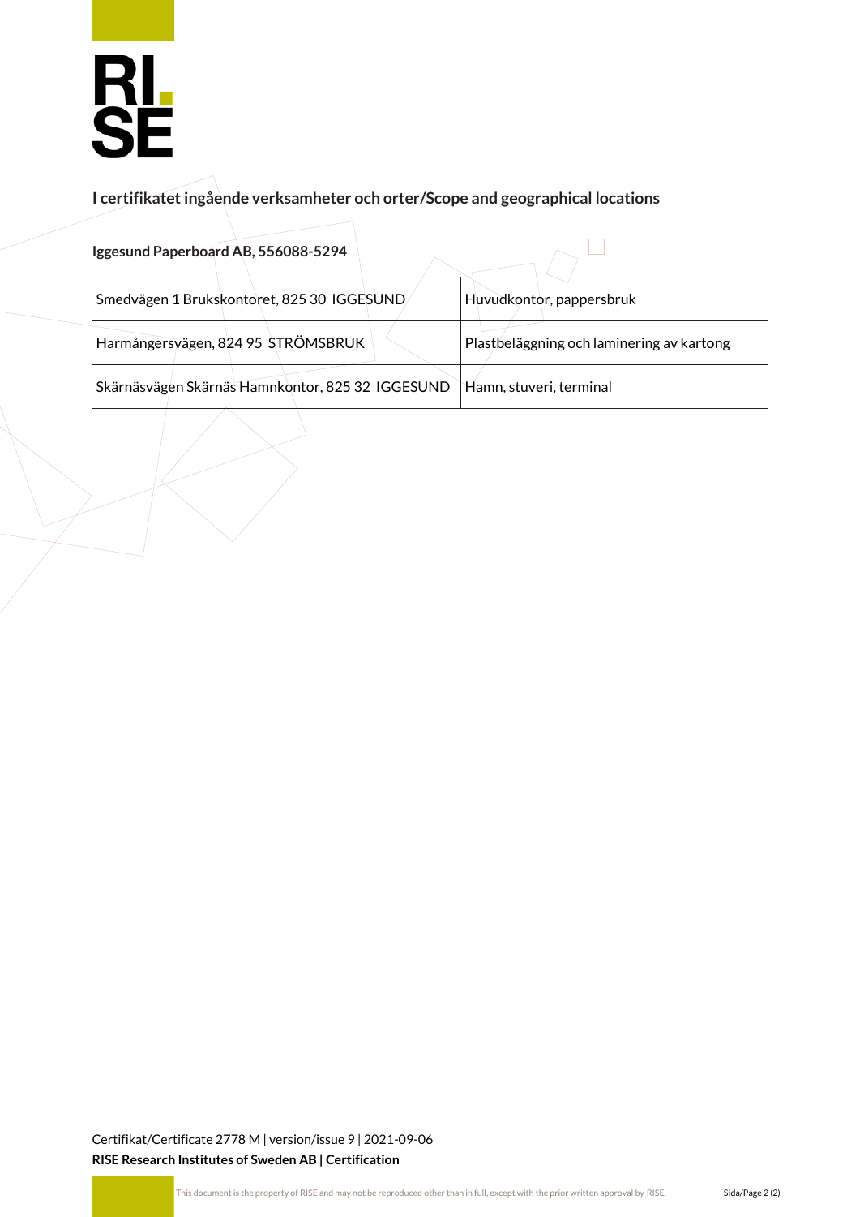## I certifikatet ingående verksamheter och orter/Scope and geographical locations

**Iggesund Paperboard AB, 556088-5294**

| | |
|---|---|
| Smedvägen 1 Brukskontoret, 825 30 IGGESUND | Huvudkontor, pappersbruk |
| Harmångersvägen, 824 95 STRÖMSBRUK | Plastbeläggning och laminering av kartong |
| Skärnäsvägen Skärnäs Hamnkontor, 825 32 IGGESUND | Hamn, stuveri, terminal |

Certifikat/Certificate 2778 M | version/issue 9 | 2021-09-06

**RISE Research Institutes of Sweden AB | Certification**

This document is the property of RISE and may not be reproduced other than in full, except with the prior written approval by RISE.